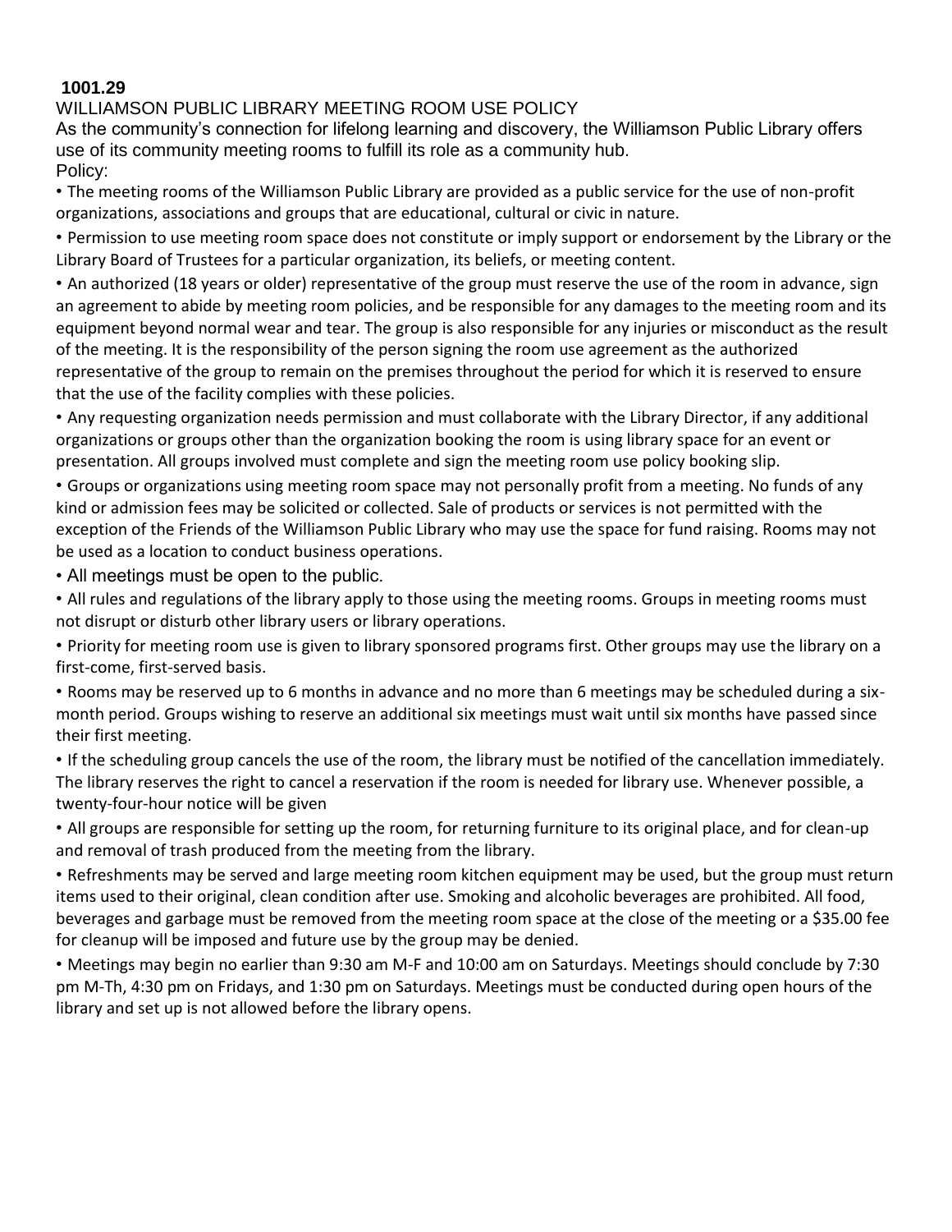**1001.29**

WILLIAMSON PUBLIC LIBRARY MEETING ROOM USE POLICY

As the community's connection for lifelong learning and discovery, the Williamson Public Library offers use of its community meeting rooms to fulfill its role as a community hub.

Policy:

- The meeting rooms of the Williamson Public Library are provided as a public service for the use of non-profit organizations, associations and groups that are educational, cultural or civic in nature.
- Permission to use meeting room space does not constitute or imply support or endorsement by the Library or the Library Board of Trustees for a particular organization, its beliefs, or meeting content.
- An authorized (18 years or older) representative of the group must reserve the use of the room in advance, sign an agreement to abide by meeting room policies, and be responsible for any damages to the meeting room and its equipment beyond normal wear and tear. The group is also responsible for any injuries or misconduct as the result of the meeting. It is the responsibility of the person signing the room use agreement as the authorized representative of the group to remain on the premises throughout the period for which it is reserved to ensure that the use of the facility complies with these policies.
- Any requesting organization needs permission and must collaborate with the Library Director, if any additional organizations or groups other than the organization booking the room is using library space for an event or presentation. All groups involved must complete and sign the meeting room use policy booking slip.
- Groups or organizations using meeting room space may not personally profit from a meeting. No funds of any kind or admission fees may be solicited or collected. Sale of products or services is not permitted with the exception of the Friends of the Williamson Public Library who may use the space for fund raising. Rooms may not be used as a location to conduct business operations.
- All meetings must be open to the public.
- All rules and regulations of the library apply to those using the meeting rooms. Groups in meeting rooms must not disrupt or disturb other library users or library operations.
- Priority for meeting room use is given to library sponsored programs first. Other groups may use the library on a first-come, first-served basis.
- Rooms may be reserved up to 6 months in advance and no more than 6 meetings may be scheduled during a six-month period. Groups wishing to reserve an additional six meetings must wait until six months have passed since their first meeting.
- If the scheduling group cancels the use of the room, the library must be notified of the cancellation immediately. The library reserves the right to cancel a reservation if the room is needed for library use. Whenever possible, a twenty-four-hour notice will be given
- All groups are responsible for setting up the room, for returning furniture to its original place, and for clean-up and removal of trash produced from the meeting from the library.
- Refreshments may be served and large meeting room kitchen equipment may be used, but the group must return items used to their original, clean condition after use. Smoking and alcoholic beverages are prohibited. All food, beverages and garbage must be removed from the meeting room space at the close of the meeting or a $35.00 fee for cleanup will be imposed and future use by the group may be denied.
- Meetings may begin no earlier than 9:30 am M-F and 10:00 am on Saturdays. Meetings should conclude by 7:30 pm M-Th, 4:30 pm on Fridays, and 1:30 pm on Saturdays. Meetings must be conducted during open hours of the library and set up is not allowed before the library opens.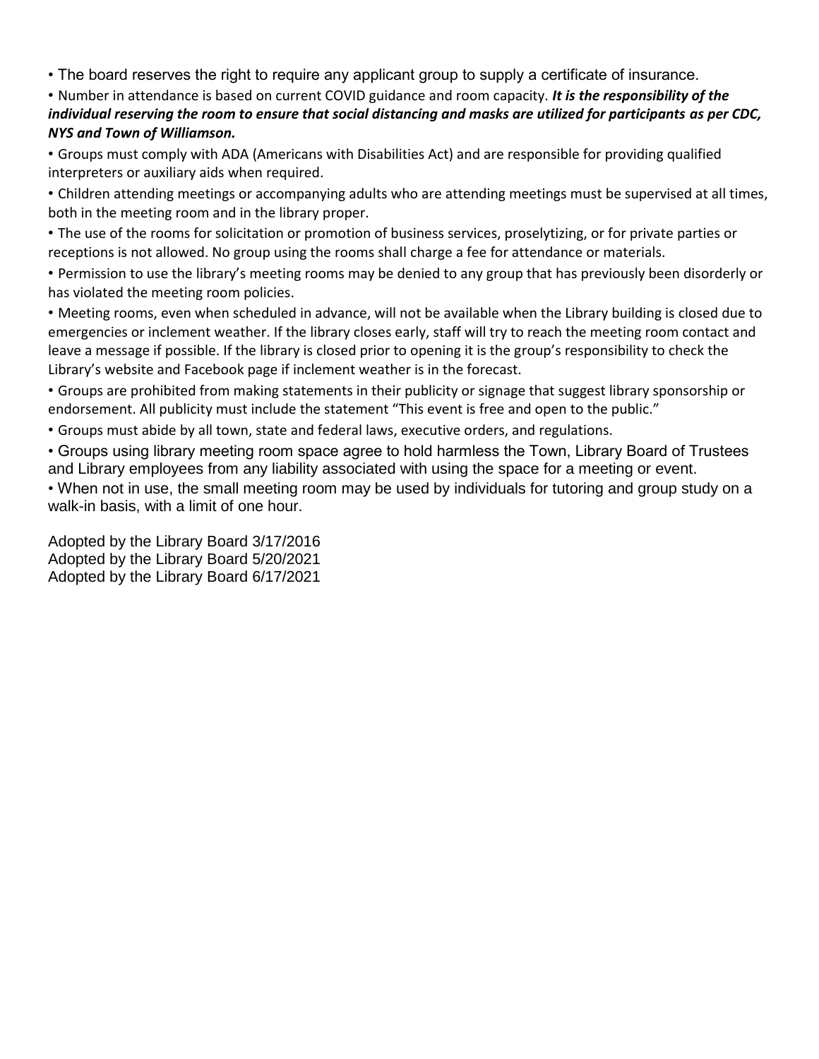- The board reserves the right to require any applicant group to supply a certificate of insurance.
- Number in attendance is based on current COVID guidance and room capacity. ***It is the responsibility of the individual reserving the room to ensure that social distancing and masks are utilized for participants as per CDC, NYS and Town of Williamson.***
- Groups must comply with ADA (Americans with Disabilities Act) and are responsible for providing qualified interpreters or auxiliary aids when required.
- Children attending meetings or accompanying adults who are attending meetings must be supervised at all times, both in the meeting room and in the library proper.
- The use of the rooms for solicitation or promotion of business services, proselytizing, or for private parties or receptions is not allowed. No group using the rooms shall charge a fee for attendance or materials.
- Permission to use the library's meeting rooms may be denied to any group that has previously been disorderly or has violated the meeting room policies.
- Meeting rooms, even when scheduled in advance, will not be available when the Library building is closed due to emergencies or inclement weather. If the library closes early, staff will try to reach the meeting room contact and leave a message if possible. If the library is closed prior to opening it is the group's responsibility to check the Library's website and Facebook page if inclement weather is in the forecast.
- Groups are prohibited from making statements in their publicity or signage that suggest library sponsorship or endorsement. All publicity must include the statement "This event is free and open to the public."
- Groups must abide by all town, state and federal laws, executive orders, and regulations.
- Groups using library meeting room space agree to hold harmless the Town, Library Board of Trustees and Library employees from any liability associated with using the space for a meeting or event.
- When not in use, the small meeting room may be used by individuals for tutoring and group study on a walk-in basis, with a limit of one hour.

Adopted by the Library Board 3/17/2016
Adopted by the Library Board 5/20/2021
Adopted by the Library Board 6/17/2021